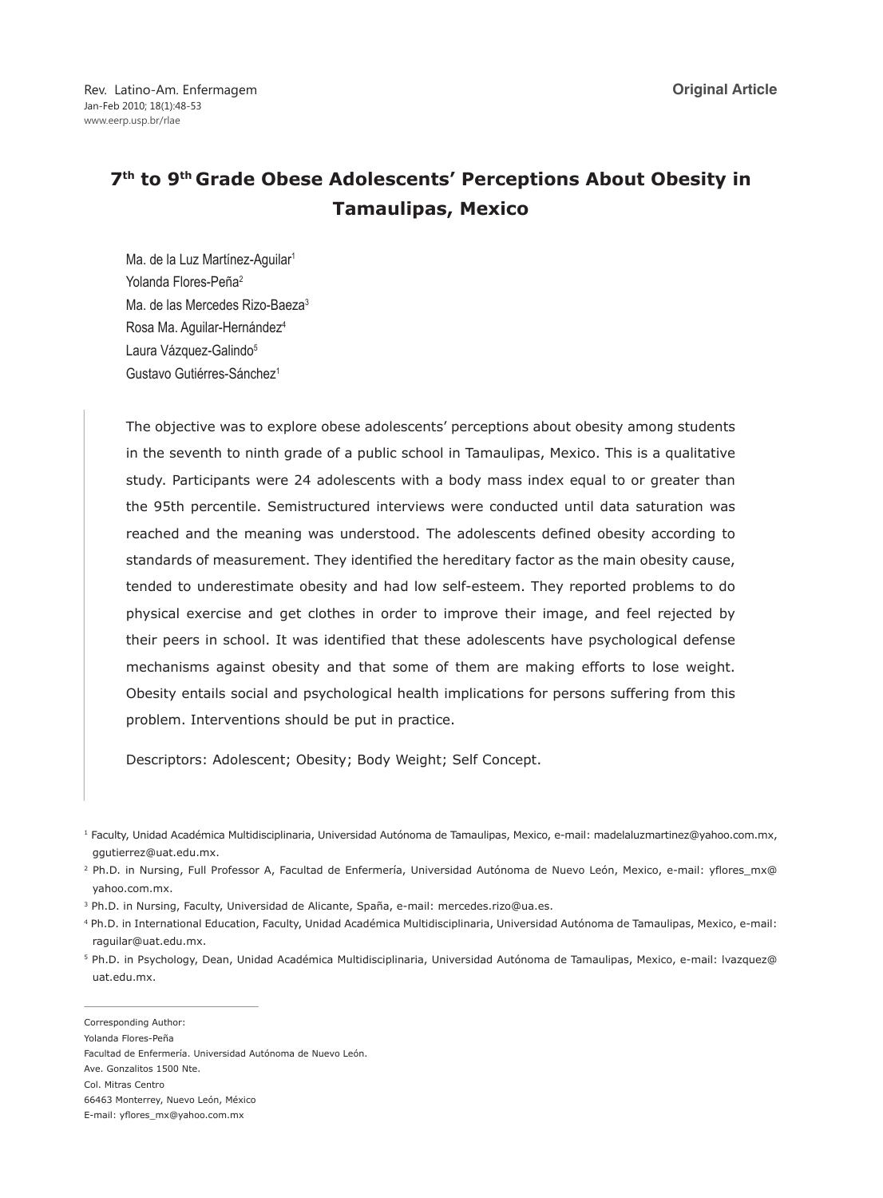Original Article

# 7th to 9th Grade Obese Adolescents' Perceptions About Obesity in Tamaulipas, Mexico

Ma. de la Luz Martínez-Aguilar[1]
Yolanda Flores-Peña[2]
Ma. de las Mercedes Rizo-Baeza[3]
Rosa Ma. Aguilar-Hernández[4]
Laura Vázquez-Galindo[5]
Gustavo Gutiérres-Sánchez[1]

The objective was to explore obese adolescents' perceptions about obesity among students in the seventh to ninth grade of a public school in Tamaulipas, Mexico. This is a qualitative study. Participants were 24 adolescents with a body mass index equal to or greater than the 95th percentile. Semistructured interviews were conducted until data saturation was reached and the meaning was understood. The adolescents defined obesity according to standards of measurement. They identified the hereditary factor as the main obesity cause, tended to underestimate obesity and had low self-esteem. They reported problems to do physical exercise and get clothes in order to improve their image, and feel rejected by their peers in school. It was identified that these adolescents have psychological defense mechanisms against obesity and that some of them are making efforts to lose weight. Obesity entails social and psychological health implications for persons suffering from this problem. Interventions should be put in practice.

Descriptors: Adolescent; Obesity; Body Weight; Self Concept.

[1] Faculty, Unidad Académica Multidisciplinaria, Universidad Autónoma de Tamaulipas, Mexico, e-mail: madelaluzmartinez@yahoo.com.mx, ggutierrez@uat.edu.mx.

[2] Ph.D. in Nursing, Full Professor A, Facultad de Enfermería, Universidad Autónoma de Nuevo León, Mexico, e-mail: yflores_mx@yahoo.com.mx.

[3] Ph.D. in Nursing, Faculty, Universidad de Alicante, España, e-mail: mercedes.rizo@ua.es.

[4] Ph.D. in International Education, Faculty, Unidad Académica Multidisciplinaria, Universidad Autónoma de Tamaulipas, Mexico, e-mail: raguilar@uat.edu.mx.

[5] Ph.D. in Psychology, Dean, Unidad Académica Multidisciplinaria, Universidad Autónoma de Tamaulipas, Mexico, e-mail: lvazquez@uat.edu.mx.

Corresponding Author:
Yolanda Flores-Peña
Facultad de Enfermería. Universidad Autónoma de Nuevo León.
Ave. Gonzalitos 1500 Nte.
Col. Mitras Centro
66463 Monterrey, Nuevo León, México
E-mail: yflores_mx@yahoo.com.mx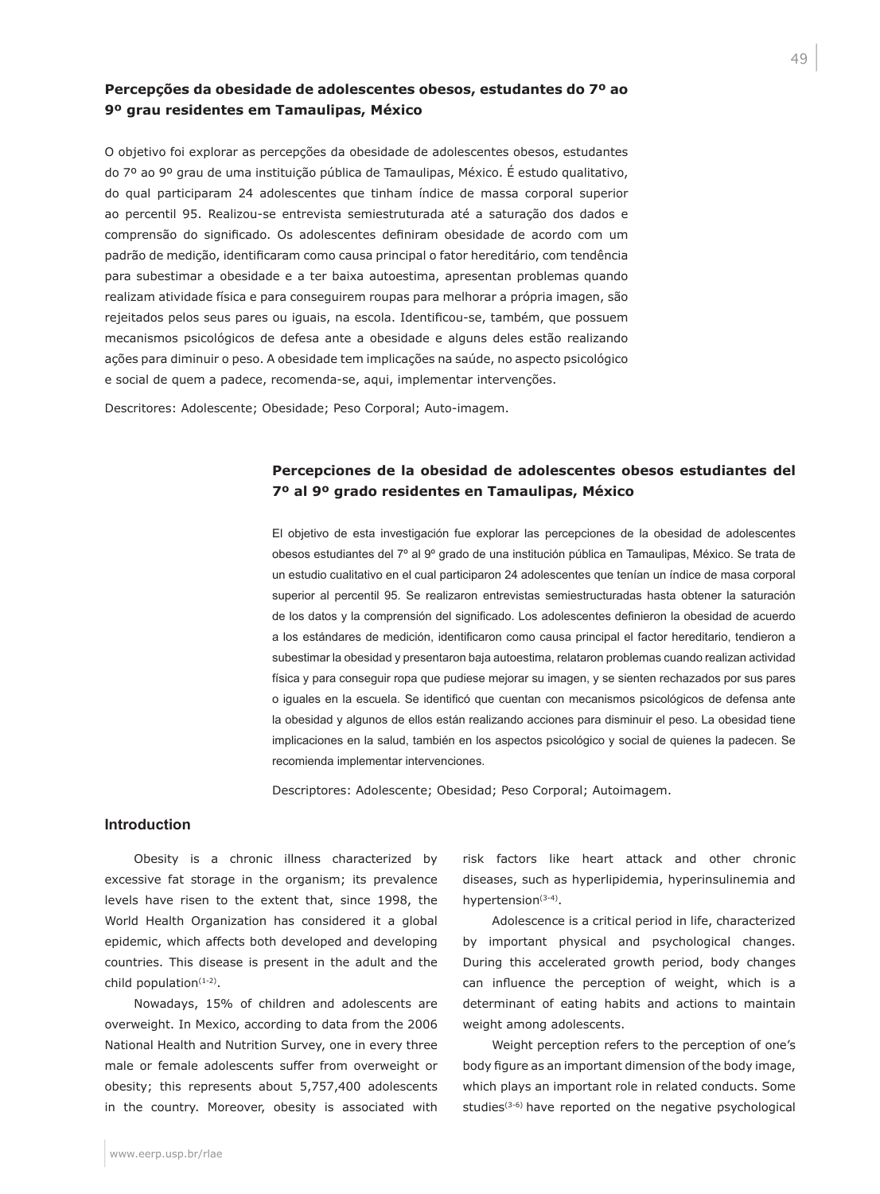**Percepções da obesidade de adolescentes obesos, estudantes do 7º ao 9º grau residentes em Tamaulipas, México**

O objetivo foi explorar as percepções da obesidade de adolescentes obesos, estudantes do 7º ao 9º grau de uma instituição pública de Tamaulipas, México. É estudo qualitativo, do qual participaram 24 adolescentes que tinham índice de massa corporal superior ao percentil 95. Realizou-se entrevista semiestruturada até a saturação dos dados e compreensão do significado. Os adolescentes definiram obesidade de acordo com um padrão de medição, identificaram como causa principal o fator hereditário, com tendência para subestimar a obesidade e a ter baixa autoestima, apresentan problemas quando realizam atividade física e para conseguirem roupas para melhorar a própria imagen, são rejeitados pelos seus pares ou iguais, na escola. Identificou-se, também, que possuem mecanismos psicológicos de defesa ante a obesidade e alguns deles estão realizando ações para diminuir o peso. A obesidade tem implicações na saúde, no aspecto psicológico e social de quem a padece, recomenda-se, aqui, implementar intervenções.

Descritores: Adolescente; Obesidade; Peso Corporal; Auto-imagem.

**Percepciones de la obesidad de adolescentes obesos estudiantes del 7º al 9º grado residentes en Tamaulipas, México**

El objetivo de esta investigación fue explorar las percepciones de la obesidad de adolescentes obesos estudiantes del 7º al 9º grado de una institución pública en Tamaulipas, México. Se trata de un estudio cualitativo en el cual participaron 24 adolescentes que tenían un índice de masa corporal superior al percentil 95. Se realizaron entrevistas semiestructuradas hasta obtener la saturación de los datos y la comprensión del significado. Los adolescentes definieron la obesidad de acuerdo a los estándares de medición, identificaron como causa principal el factor hereditario, tendieron a subestimar la obesidad y presentaron baja autoestima, relataron problemas cuando realizan actividad física y para conseguir ropa que pudiese mejorar su imagen, y se sienten rechazados por sus pares o iguales en la escuela. Se identificó que cuentan con mecanismos psicológicos de defensa ante la obesidad y algunos de ellos están realizando acciones para disminuir el peso. La obesidad tiene implicaciones en la salud, también en los aspectos psicológico y social de quienes la padecen. Se recomienda implementar intervenciones.

Descriptores: Adolescente; Obesidad; Peso Corporal; Autoimagem.

## Introduction

Obesity is a chronic illness characterized by excessive fat storage in the organism; its prevalence levels have risen to the extent that, since 1998, the World Health Organization has considered it a global epidemic, which affects both developed and developing countries. This disease is present in the adult and the child population[1-2].

Nowadays, 15% of children and adolescents are overweight. In Mexico, according to data from the 2006 National Health and Nutrition Survey, one in every three male or female adolescents suffer from overweight or obesity; this represents about 5,757,400 adolescents in the country. Moreover, obesity is associated with risk factors like heart attack and other chronic diseases, such as hyperlipidemia, hyperinsulinemia and hypertension[3-4].

Adolescence is a critical period in life, characterized by important physical and psychological changes. During this accelerated growth period, body changes can influence the perception of weight, which is a determinant of eating habits and actions to maintain weight among adolescents.

Weight perception refers to the perception of one's body figure as an important dimension of the body image, which plays an important role in related conducts. Some studies[3-6] have reported on the negative psychological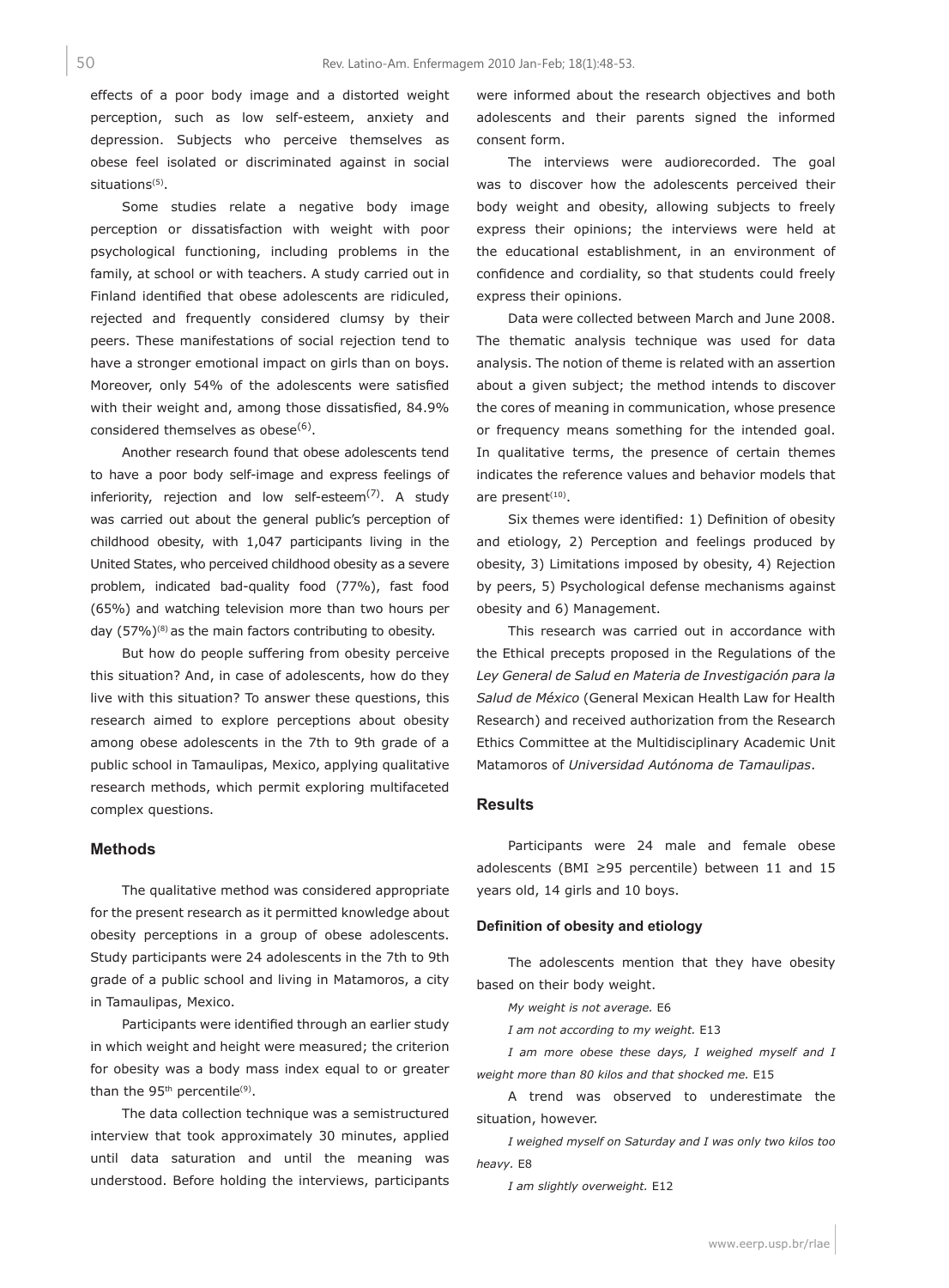effects of a poor body image and a distorted weight perception, such as low self-esteem, anxiety and depression. Subjects who perceive themselves as obese feel isolated or discriminated against in social situations[5].

Some studies relate a negative body image perception or dissatisfaction with weight with poor psychological functioning, including problems in the family, at school or with teachers. A study carried out in Finland identified that obese adolescents are ridiculed, rejected and frequently considered clumsy by their peers. These manifestations of social rejection tend to have a stronger emotional impact on girls than on boys. Moreover, only 54% of the adolescents were satisfied with their weight and, among those dissatisfied, 84.9% considered themselves as obese[6].

Another research found that obese adolescents tend to have a poor body self-image and express feelings of inferiority, rejection and low self-esteem[7]. A study was carried out about the general public's perception of childhood obesity, with 1,047 participants living in the United States, who perceived childhood obesity as a severe problem, indicated bad-quality food (77%), fast food (65%) and watching television more than two hours per day (57%)[8] as the main factors contributing to obesity.

But how do people suffering from obesity perceive this situation? And, in case of adolescents, how do they live with this situation? To answer these questions, this research aimed to explore perceptions about obesity among obese adolescents in the 7th to 9th grade of a public school in Tamaulipas, Mexico, applying qualitative research methods, which permit exploring multifaceted complex questions.

## Methods

The qualitative method was considered appropriate for the present research as it permitted knowledge about obesity perceptions in a group of obese adolescents. Study participants were 24 adolescents in the 7th to 9th grade of a public school and living in Matamoros, a city in Tamaulipas, Mexico.

Participants were identified through an earlier study in which weight and height were measured; the criterion for obesity was a body mass index equal to or greater than the 95th percentile[9].

The data collection technique was a semistructured interview that took approximately 30 minutes, applied until data saturation and until the meaning was understood. Before holding the interviews, participants were informed about the research objectives and both adolescents and their parents signed the informed consent form.

The interviews were audiorecorded. The goal was to discover how the adolescents perceived their body weight and obesity, allowing subjects to freely express their opinions; the interviews were held at the educational establishment, in an environment of confidence and cordiality, so that students could freely express their opinions.

Data were collected between March and June 2008. The thematic analysis technique was used for data analysis. The notion of theme is related with an assertion about a given subject; the method intends to discover the cores of meaning in communication, whose presence or frequency means something for the intended goal. In qualitative terms, the presence of certain themes indicates the reference values and behavior models that are present[10].

Six themes were identified: 1) Definition of obesity and etiology, 2) Perception and feelings produced by obesity, 3) Limitations imposed by obesity, 4) Rejection by peers, 5) Psychological defense mechanisms against obesity and 6) Management.

This research was carried out in accordance with the Ethical precepts proposed in the Regulations of the *Ley General de Salud en Materia de Investigación para la Salud de México* (General Mexican Health Law for Health Research) and received authorization from the Research Ethics Committee at the Multidisciplinary Academic Unit Matamoros of *Universidad Autónoma de Tamaulipas*.

## Results

Participants were 24 male and female obese adolescents (BMI ≥95 percentile) between 11 and 15 years old, 14 girls and 10 boys.

### Definition of obesity and etiology

The adolescents mention that they have obesity based on their body weight.

*My weight is not average.* E6

*I am not according to my weight.* E13

*I am more obese these days, I weighed myself and I weight more than 80 kilos and that shocked me.* E15

A trend was observed to underestimate the situation, however.

*I weighed myself on Saturday and I was only two kilos too heavy.* E8

*I am slightly overweight.* E12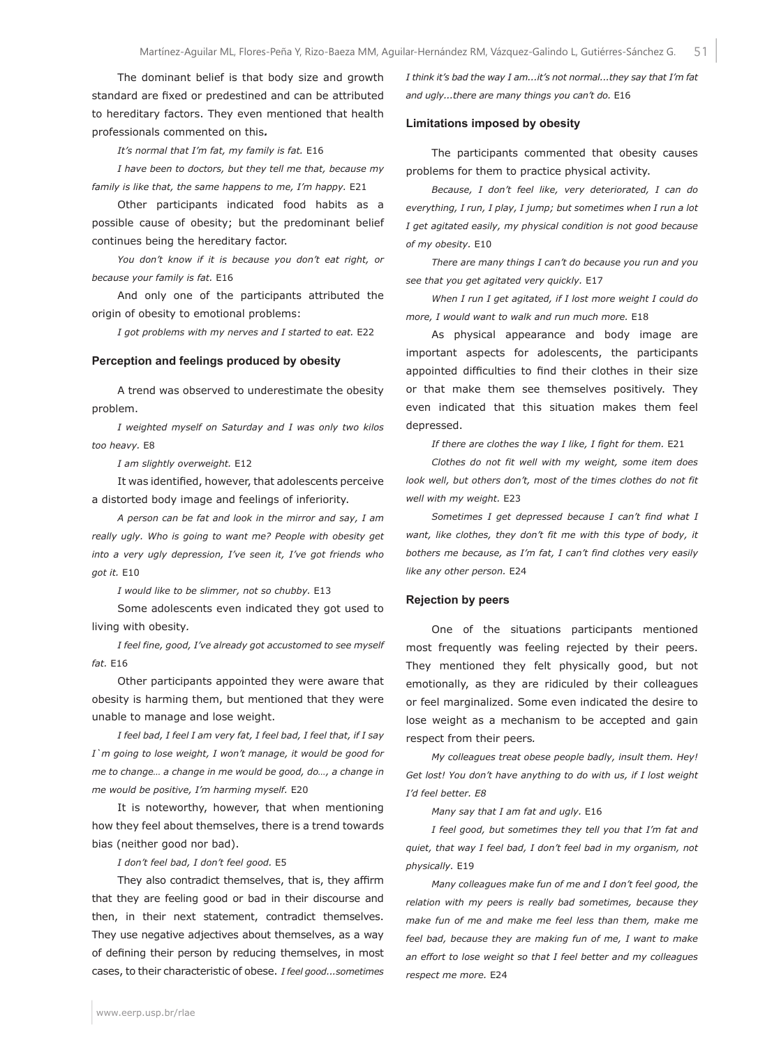The dominant belief is that body size and growth standard are fixed or predestined and can be attributed to hereditary factors. They even mentioned that health professionals commented on this**.**

*It's normal that I'm fat, my family is fat.* E16

*I have been to doctors, but they tell me that, because my family is like that, the same happens to me, I'm happy.* E21

Other participants indicated food habits as a possible cause of obesity; but the predominant belief continues being the hereditary factor.

*You don't know if it is because you don't eat right, or because your family is fat.* E16

And only one of the participants attributed the origin of obesity to emotional problems:

*I got problems with my nerves and I started to eat.* E22

### Perception and feelings produced by obesity

A trend was observed to underestimate the obesity problem.

*I weighted myself on Saturday and I was only two kilos too heavy.* E8

*I am slightly overweight.* E12

It was identified, however, that adolescents perceive a distorted body image and feelings of inferiority.

*A person can be fat and look in the mirror and say, I am really ugly. Who is going to want me? People with obesity get into a very ugly depression, I've seen it, I've got friends who got it.* E10

*I would like to be slimmer, not so chubby.* E13

Some adolescents even indicated they got used to living with obesity.

*I feel fine, good, I've already got accustomed to see myself fat.* E16

Other participants appointed they were aware that obesity is harming them, but mentioned that they were unable to manage and lose weight.

*I feel bad, I feel I am very fat, I feel bad, I feel that, if I say I`m going to lose weight, I won't manage, it would be good for me to change… a change in me would be good, do…, a change in me would be positive, I'm harming myself.* E20

It is noteworthy, however, that when mentioning how they feel about themselves, there is a trend towards bias (neither good nor bad).

*I don't feel bad, I don't feel good.* E5

They also contradict themselves, that is, they affirm that they are feeling good or bad in their discourse and then, in their next statement, contradict themselves. They use negative adjectives about themselves, as a way of defining their person by reducing themselves, in most cases, to their characteristic of obese. *I feel good...sometimes I think it's bad the way I am...it's not normal...they say that I'm fat and ugly...there are many things you can't do.* E16

### Limitations imposed by obesity

The participants commented that obesity causes problems for them to practice physical activity.

*Because, I don't feel like, very deteriorated, I can do everything, I run, I play, I jump; but sometimes when I run a lot I get agitated easily, my physical condition is not good because of my obesity.* E10

*There are many things I can't do because you run and you see that you get agitated very quickly.* E17

*When I run I get agitated, if I lost more weight I could do more, I would want to walk and run much more.* E18

As physical appearance and body image are important aspects for adolescents, the participants appointed difficulties to find their clothes in their size or that make them see themselves positively. They even indicated that this situation makes them feel depressed.

*If there are clothes the way I like, I fight for them.* E21

*Clothes do not fit well with my weight, some item does look well, but others don't, most of the times clothes do not fit well with my weight.* E23

*Sometimes I get depressed because I can't find what I want, like clothes, they don't fit me with this type of body, it bothers me because, as I'm fat, I can't find clothes very easily like any other person.* E24

### Rejection by peers

One of the situations participants mentioned most frequently was feeling rejected by their peers. They mentioned they felt physically good, but not emotionally, as they are ridiculed by their colleagues or feel marginalized. Some even indicated the desire to lose weight as a mechanism to be accepted and gain respect from their peers.

*My colleagues treat obese people badly, insult them. Hey! Get lost! You don't have anything to do with us, if I lost weight I'd feel better. E8*

*Many say that I am fat and ugly.* E16

*I feel good, but sometimes they tell you that I'm fat and quiet, that way I feel bad, I don't feel bad in my organism, not physically.* E19

*Many colleagues make fun of me and I don't feel good, the relation with my peers is really bad sometimes, because they make fun of me and make me feel less than them, make me feel bad, because they are making fun of me, I want to make an effort to lose weight so that I feel better and my colleagues respect me more.* E24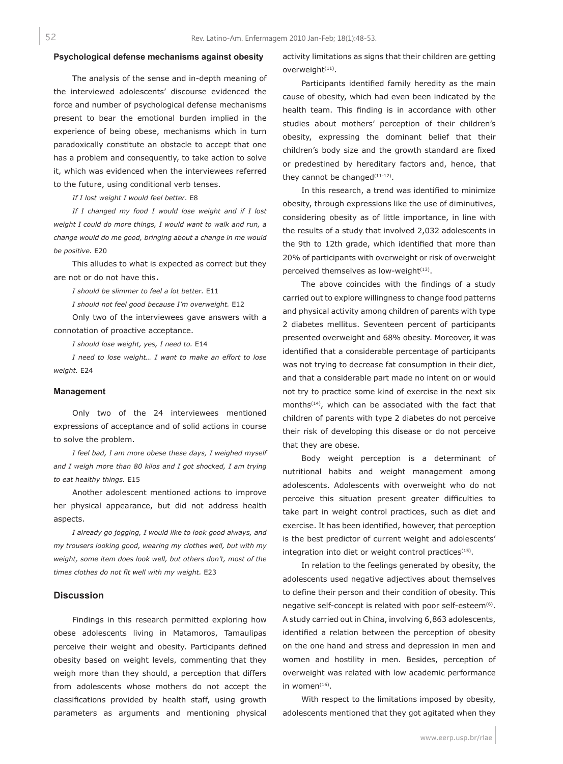### Psychological defense mechanisms against obesity

The analysis of the sense and in-depth meaning of the interviewed adolescents' discourse evidenced the force and number of psychological defense mechanisms present to bear the emotional burden implied in the experience of being obese, mechanisms which in turn paradoxically constitute an obstacle to accept that one has a problem and consequently, to take action to solve it, which was evidenced when the interviewees referred to the future, using conditional verb tenses.

*If I lost weight I would feel better.* E8

*If I changed my food I would lose weight and if I lost weight I could do more things, I would want to walk and run, a change would do me good, bringing about a change in me would be positive.* E20

This alludes to what is expected as correct but they are not or do not have this**.**

*I should be slimmer to feel a lot better.* E11

*I should not feel good because I'm overweight.* E12

Only two of the interviewees gave answers with a connotation of proactive acceptance.

*I should lose weight, yes, I need to.* E14

*I need to lose weight… I want to make an effort to lose weight.* E24

### Management

Only two of the 24 interviewees mentioned expressions of acceptance and of solid actions in course to solve the problem.

*I feel bad, I am more obese these days, I weighed myself and I weigh more than 80 kilos and I got shocked, I am trying to eat healthy things.* E15

Another adolescent mentioned actions to improve her physical appearance, but did not address health aspects.

*I already go jogging, I would like to look good always, and my trousers looking good, wearing my clothes well, but with my weight, some item does look well, but others don't, most of the times clothes do not fit well with my weight.* E23

## Discussion

Findings in this research permitted exploring how obese adolescents living in Matamoros, Tamaulipas perceive their weight and obesity. Participants defined obesity based on weight levels, commenting that they weigh more than they should, a perception that differs from adolescents whose mothers do not accept the classifications provided by health staff, using growth parameters as arguments and mentioning physical activity limitations as signs that their children are getting overweight[11].

Participants identified family heredity as the main cause of obesity, which had even been indicated by the health team. This finding is in accordance with other studies about mothers' perception of their children's obesity, expressing the dominant belief that their children's body size and the growth standard are fixed or predestined by hereditary factors and, hence, that they cannot be changed[11-12].

In this research, a trend was identified to minimize obesity, through expressions like the use of diminutives, considering obesity as of little importance, in line with the results of a study that involved 2,032 adolescents in the 9th to 12th grade, which identified that more than 20% of participants with overweight or risk of overweight perceived themselves as low-weight[13].

The above coincides with the findings of a study carried out to explore willingness to change food patterns and physical activity among children of parents with type 2 diabetes mellitus. Seventeen percent of participants presented overweight and 68% obesity. Moreover, it was identified that a considerable percentage of participants was not trying to decrease fat consumption in their diet, and that a considerable part made no intent on or would not try to practice some kind of exercise in the next six months[14], which can be associated with the fact that children of parents with type 2 diabetes do not perceive their risk of developing this disease or do not perceive that they are obese.

Body weight perception is a determinant of nutritional habits and weight management among adolescents. Adolescents with overweight who do not perceive this situation present greater difficulties to take part in weight control practices, such as diet and exercise. It has been identified, however, that perception is the best predictor of current weight and adolescents' integration into diet or weight control practices[15].

In relation to the feelings generated by obesity, the adolescents used negative adjectives about themselves to define their person and their condition of obesity. This negative self-concept is related with poor self-esteem[6]. A study carried out in China, involving 6,863 adolescents, identified a relation between the perception of obesity on the one hand and stress and depression in men and women and hostility in men. Besides, perception of overweight was related with low academic performance in women[16].

With respect to the limitations imposed by obesity, adolescents mentioned that they got agitated when they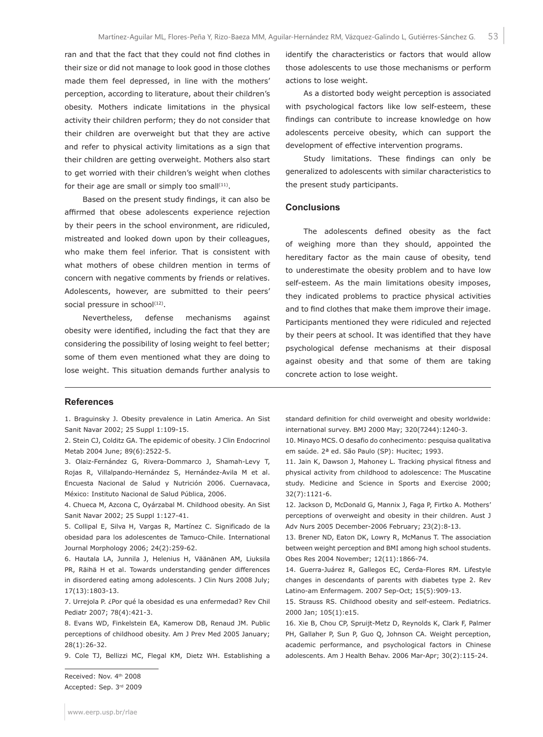ran and that the fact that they could not find clothes in their size or did not manage to look good in those clothes made them feel depressed, in line with the mothers' perception, according to literature, about their children's obesity. Mothers indicate limitations in the physical activity their children perform; they do not consider that their children are overweight but that they are active and refer to physical activity limitations as a sign that their children are getting overweight. Mothers also start to get worried with their children's weight when clothes for their age are small or simply too small[11].

Based on the present study findings, it can also be affirmed that obese adolescents experience rejection by their peers in the school environment, are ridiculed, mistreated and looked down upon by their colleagues, who make them feel inferior. That is consistent with what mothers of obese children mention in terms of concern with negative comments by friends or relatives. Adolescents, however, are submitted to their peers' social pressure in school[12].

Nevertheless, defense mechanisms against obesity were identified, including the fact that they are considering the possibility of losing weight to feel better; some of them even mentioned what they are doing to lose weight. This situation demands further analysis to identify the characteristics or factors that would allow those adolescents to use those mechanisms or perform actions to lose weight.

As a distorted body weight perception is associated with psychological factors like low self-esteem, these findings can contribute to increase knowledge on how adolescents perceive obesity, which can support the development of effective intervention programs.

Study limitations. These findings can only be generalized to adolescents with similar characteristics to the present study participants.

## Conclusions

The adolescents defined obesity as the fact of weighing more than they should, appointed the hereditary factor as the main cause of obesity, tend to underestimate the obesity problem and to have low self-esteem. As the main limitations obesity imposes, they indicated problems to practice physical activities and to find clothes that make them improve their image. Participants mentioned they were ridiculed and rejected by their peers at school. It was identified that they have psychological defense mechanisms at their disposal against obesity and that some of them are taking concrete action to lose weight.

## References

1. Braguinsky J. Obesity prevalence in Latin America. An Sist Sanit Navar 2002; 25 Suppl 1:109-15.
2. Stein CJ, Colditz GA. The epidemic of obesity. J Clin Endocrinol Metab 2004 June; 89(6):2522-5.
3. Olaiz-Fernández G, Rivera-Dommarco J, Shamah-Levy T, Rojas R, Villalpando-Hernández S, Hernández-Avila M et al. Encuesta Nacional de Salud y Nutrición 2006. Cuernavaca, México: Instituto Nacional de Salud Pública, 2006.
4. Chueca M, Azcona C, Oyárzabal M. Childhood obesity. An Sist Sanit Navar 2002; 25 Suppl 1:127-41.
5. Collipal E, Silva H, Vargas R, Martínez C. Significado de la obesidad para los adolescentes de Tamuco-Chile. International Journal Morphology 2006; 24(2):259-62.
6. Hautala LA, Junnila J, Helenius H, Väänänen AM, Liuksila PR, Räihä H et al. Towards understanding gender differences in disordered eating among adolescents. J Clin Nurs 2008 July; 17(13):1803-13.
7. Urrejola P. ¿Por qué la obesidad es una enfermedad? Rev Chil Pediatr 2007; 78(4):421-3.
8. Evans WD, Finkelstein EA, Kamerow DB, Renaud JM. Public perceptions of childhood obesity. Am J Prev Med 2005 January; 28(1):26-32.
9. Cole TJ, Bellizzi MC, Flegal KM, Dietz WH. Establishing a standard definition for child overweight and obesity worldwide: international survey. BMJ 2000 May; 320(7244):1240-3.
10. Minayo MCS. O desafio do conhecimento: pesquisa qualitativa em saúde. 2ª ed. São Paulo (SP): Hucitec; 1993.
11. Jain K, Dawson J, Mahoney L. Tracking physical fitness and physical activity from childhood to adolescence: The Muscatine study. Medicine and Science in Sports and Exercise 2000; 32(7):1121-6.
12. Jackson D, McDonald G, Mannix J, Faga P, Firtko A. Mothers' perceptions of overweight and obesity in their children. Aust J Adv Nurs 2005 December-2006 February; 23(2):8-13.
13. Brener ND, Eaton DK, Lowry R, McManus T. The association between weight perception and BMI among high school students. Obes Res 2004 November; 12(11):1866-74.
14. Guerra-Juárez R, Gallegos EC, Cerda-Flores RM. Lifestyle changes in descendants of parents with diabetes type 2. Rev Latino-am Enfermagem. 2007 Sep-Oct; 15(5):909-13.
15. Strauss RS. Childhood obesity and self-esteem. Pediatrics. 2000 Jan; 105(1):e15.
16. Xie B, Chou CP, Spruijt-Metz D, Reynolds K, Clark F, Palmer PH, Gallaher P, Sun P, Guo Q, Johnson CA. Weight perception, academic performance, and psychological factors in Chinese adolescents. Am J Health Behav. 2006 Mar-Apr; 30(2):115-24.

Received: Nov. 4th 2008
Accepted: Sep. 3rd 2009